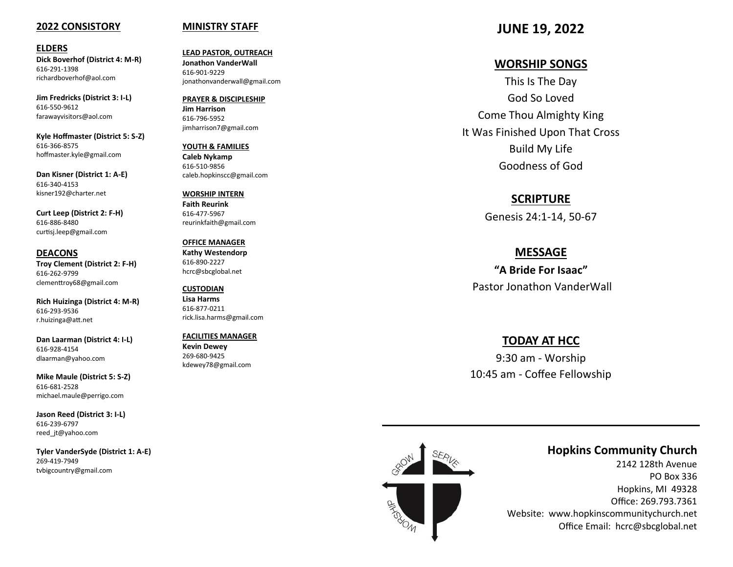## 2022 CONSISTORY

### ELDERS

**Dick Boverhof (District 4: M-R)**
616-291-1398
richardboverhof@aol.com

**Jim Fredricks (District 3: I-L)**
616-550-9612
farawayvisitors@aol.com

**Kyle Hoffmaster (District 5: S-Z)**
616-366-8575
hoffmaster.kyle@gmail.com

**Dan Kisner (District 1: A-E)**
616-340-4153
kisner192@charter.net

**Curt Leep (District 2: F-H)**
616-886-8480
curtisj.leep@gmail.com

### DEACONS

**Troy Clement (District 2: F-H)**
616-262-9799
clementtroy68@gmail.com

**Rich Huizinga (District 4: M-R)**
616-293-9536
r.huizinga@att.net

**Dan Laarman (District 4: I-L)**
616-928-4154
dlaarman@yahoo.com

**Mike Maule (District 5: S-Z)**
616-681-2528
michael.maule@perrigo.com

**Jason Reed (District 3: I-L)**
616-239-6797
reed_jt@yahoo.com

**Tyler VanderSyde (District 1: A-E)**
269-419-7949
tvbigcountry@gmail.com

## MINISTRY STAFF

**LEAD PASTOR, OUTREACH**
**Jonathon VanderWall**
616-901-9229
jonathonvanderwall@gmail.com

**PRAYER & DISCIPLESHIP**
**Jim Harrison**
616-796-5952
jimharrison7@gmail.com

**YOUTH & FAMILIES**
**Caleb Nykamp**
616-510-9856
caleb.hopkinscc@gmail.com

**WORSHIP INTERN**
**Faith Reurink**
616-477-5967
reurinkfaith@gmail.com

**OFFICE MANAGER**
**Kathy Westendorp**
616-890-2227
hcrc@sbcglobal.net

**CUSTODIAN**
**Lisa Harms**
616-877-0211
rick.lisa.harms@gmail.com

**FACILITIES MANAGER**
**Kevin Dewey**
269-680-9425
kdewey78@gmail.com

# JUNE 19, 2022

## WORSHIP SONGS

This Is The Day
God So Loved
Come Thou Almighty King
It Was Finished Upon That Cross
Build My Life
Goodness of God

## SCRIPTURE

Genesis 24:1-14, 50-67

## MESSAGE

**"A Bride For Isaac"**
Pastor Jonathon VanderWall

## TODAY AT HCC

9:30 am - Worship
10:45 am - Coffee Fellowship

---

GROW SERVE WORSHIP

**Hopkins Community Church**
2142 128th Avenue
PO Box 336
Hopkins, MI 49328
Office: 269.793.7361
Website: www.hopkinscommunitychurch.net
Office Email: hcrc@sbcglobal.net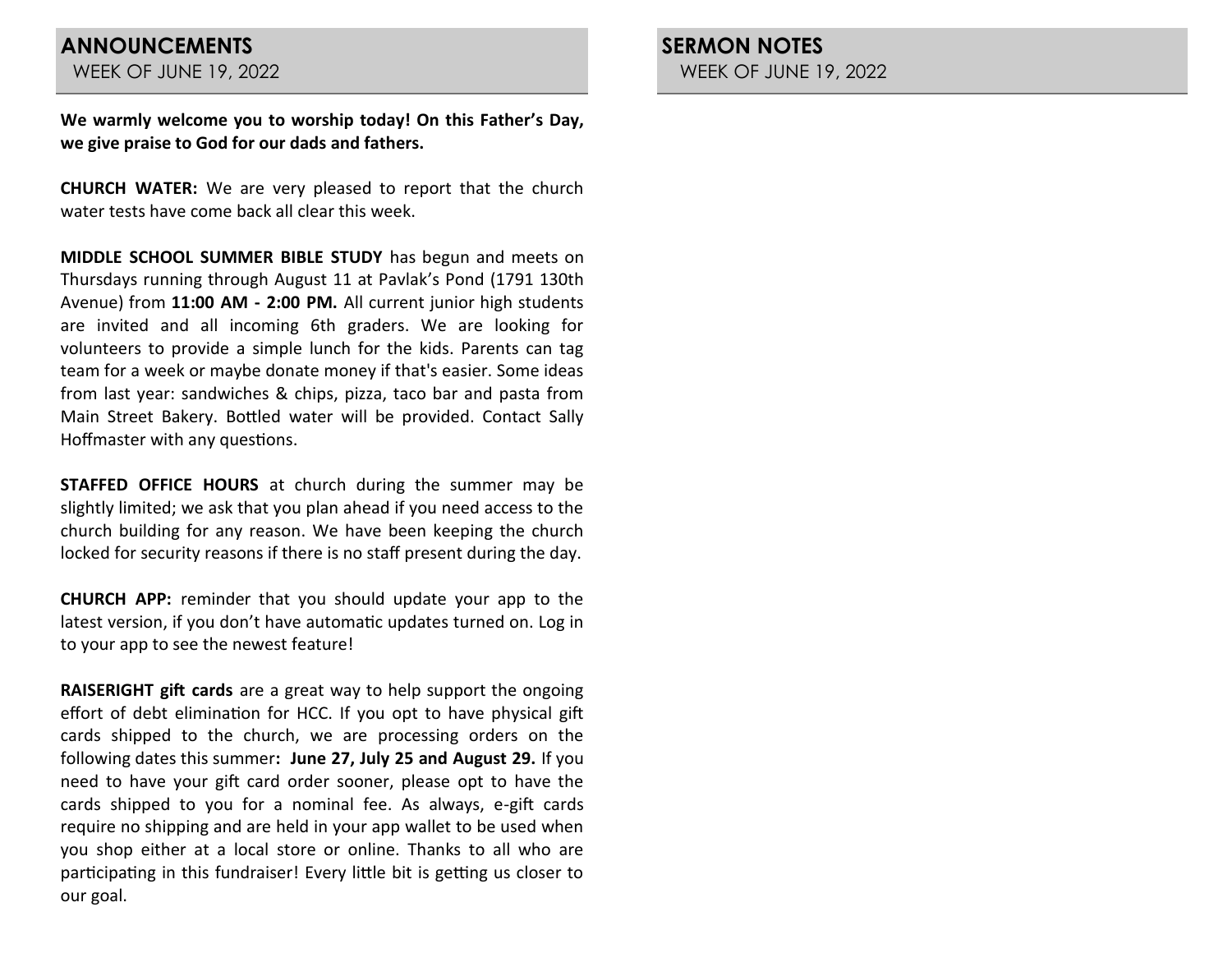## ANNOUNCEMENTS

WEEK OF JUNE 19, 2022

**We warmly welcome you to worship today! On this Father's Day, we give praise to God for our dads and fathers.**

**CHURCH WATER:** We are very pleased to report that the church water tests have come back all clear this week.

**MIDDLE SCHOOL SUMMER BIBLE STUDY** has begun and meets on Thursdays running through August 11 at Pavlak's Pond (1791 130th Avenue) from **11:00 AM - 2:00 PM.** All current junior high students are invited and all incoming 6th graders. We are looking for volunteers to provide a simple lunch for the kids. Parents can tag team for a week or maybe donate money if that's easier. Some ideas from last year: sandwiches & chips, pizza, taco bar and pasta from Main Street Bakery. Bottled water will be provided. Contact Sally Hoffmaster with any questions.

**STAFFED OFFICE HOURS** at church during the summer may be slightly limited; we ask that you plan ahead if you need access to the church building for any reason. We have been keeping the church locked for security reasons if there is no staff present during the day.

**CHURCH APP:** reminder that you should update your app to the latest version, if you don't have automatic updates turned on. Log in to your app to see the newest feature!

**RAISERIGHT gift cards** are a great way to help support the ongoing effort of debt elimination for HCC. If you opt to have physical gift cards shipped to the church, we are processing orders on the following dates this summer**: June 27, July 25 and August 29.** If you need to have your gift card order sooner, please opt to have the cards shipped to you for a nominal fee. As always, e-gift cards require no shipping and are held in your app wallet to be used when you shop either at a local store or online. Thanks to all who are participating in this fundraiser! Every little bit is getting us closer to our goal.

## SERMON NOTES

WEEK OF JUNE 19, 2022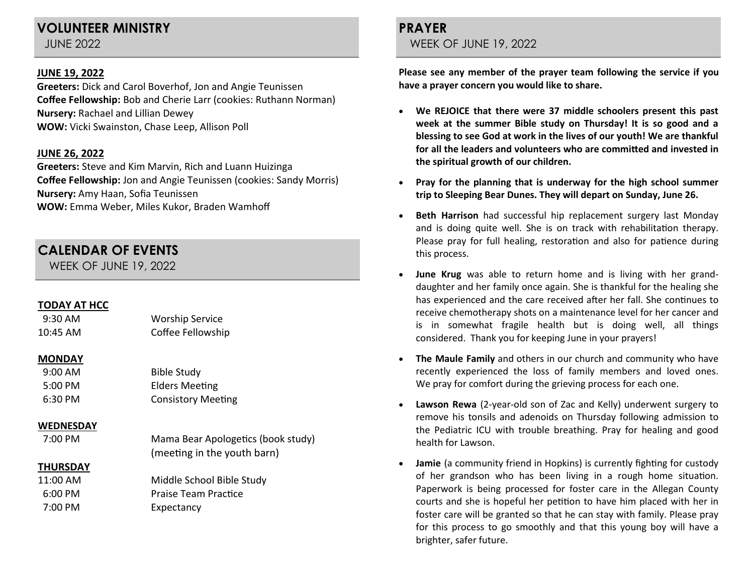## VOLUNTEER MINISTRY

JUNE 2022

**JUNE 19, 2022**

**Greeters:** Dick and Carol Boverhof, Jon and Angie Teunissen
**Coffee Fellowship:** Bob and Cherie Larr (cookies: Ruthann Norman)
**Nursery:** Rachael and Lillian Dewey
**WOW:** Vicki Swainston, Chase Leep, Allison Poll

**JUNE 26, 2022**

**Greeters:** Steve and Kim Marvin, Rich and Luann Huizinga
**Coffee Fellowship:** Jon and Angie Teunissen (cookies: Sandy Morris)
**Nursery:** Amy Haan, Sofia Teunissen
**WOW:** Emma Weber, Miles Kukor, Braden Wamhoff

## CALENDAR OF EVENTS

WEEK OF JUNE 19, 2022

**TODAY AT HCC**

| | |
|---|---|
| 9:30 AM | Worship Service |
| 10:45 AM | Coffee Fellowship |

**MONDAY**

| | |
|---|---|
| 9:00 AM | Bible Study |
| 5:00 PM | Elders Meeting |
| 6:30 PM | Consistory Meeting |

**WEDNESDAY**

| | |
|---|---|
| 7:00 PM | Mama Bear Apologetics (book study) (meeting in the youth barn) |

**THURSDAY**

| | |
|---|---|
| 11:00 AM | Middle School Bible Study |
| 6:00 PM | Praise Team Practice |
| 7:00 PM | Expectancy |

## PRAYER

WEEK OF JUNE 19, 2022

**Please see any member of the prayer team following the service if you have a prayer concern you would like to share.**

- **We REJOICE that there were 37 middle schoolers present this past week at the summer Bible study on Thursday! It is so good and a blessing to see God at work in the lives of our youth! We are thankful for all the leaders and volunteers who are committed and invested in the spiritual growth of our children.**
- **Pray for the planning that is underway for the high school summer trip to Sleeping Bear Dunes. They will depart on Sunday, June 26.**
- **Beth Harrison** had successful hip replacement surgery last Monday and is doing quite well. She is on track with rehabilitation therapy. Please pray for full healing, restoration and also for patience during this process.
- **June Krug** was able to return home and is living with her grand-daughter and her family once again. She is thankful for the healing she has experienced and the care received after her fall. She continues to receive chemotherapy shots on a maintenance level for her cancer and is in somewhat fragile health but is doing well, all things considered. Thank you for keeping June in your prayers!
- **The Maule Family** and others in our church and community who have recently experienced the loss of family members and loved ones. We pray for comfort during the grieving process for each one.
- **Lawson Rewa** (2-year-old son of Zac and Kelly) underwent surgery to remove his tonsils and adenoids on Thursday following admission to the Pediatric ICU with trouble breathing. Pray for healing and good health for Lawson.
- **Jamie** (a community friend in Hopkins) is currently fighting for custody of her grandson who has been living in a rough home situation. Paperwork is being processed for foster care in the Allegan County courts and she is hopeful her petition to have him placed with her in foster care will be granted so that he can stay with family. Please pray for this process to go smoothly and that this young boy will have a brighter, safer future.